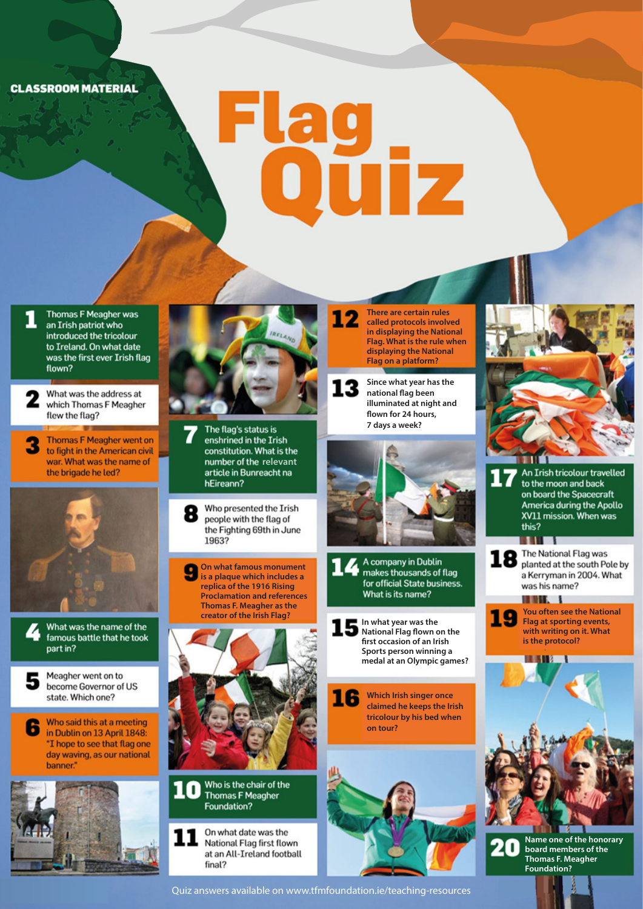CLASSROOM MATERIAL

# Flag Quiz

**1** Thomas F Meagher was an Irish patriot who introduced the tricolour to Ireland. On what date was the first ever Irish flag flown?

**2** What was the address at which Thomas F Meagher flew the flag?

**3** Thomas F Meagher went on to fight in the American civil war. What was the name of the brigade he led?

**4** What was the name of the famous battle that he took part in?

**5** Meagher went on to become Governor of US state. Which one?

**6** Who said this at a meeting in Dublin on 13 April 1848: "I hope to see that flag one day waving, as our national banner."

**7** The flag's status is enshrined in the Irish constitution. What is the number of the relevant article in Bunreacht na hEireann?

**8** Who presented the Irish people with the flag of the Fighting 69th in June 1963?

**9** On what famous monument is a plaque which includes a replica of the 1916 Rising Proclamation and references Thomas F. Meagher as the creator of the Irish Flag?

**10** Who is the chair of the Thomas F Meagher Foundation?

**11** On what date was the National Flag first flown at an All-Ireland football final?

**12** There are certain rules called protocols involved in displaying the National Flag. What is the rule when displaying the National Flag on a platform?

**13** Since what year has the national flag been illuminated at night and flown for 24 hours, 7 days a week?

**14** A company in Dublin makes thousands of flag for official State business. What is its name?

**15** In what year was the National Flag flown on the first occasion of an Irish Sports person winning a medal at an Olympic games?

**16** Which Irish singer once claimed he keeps the Irish tricolour by his bed when on tour?

**17** An Irish tricolour travelled to the moon and back on board the Spacecraft America during the Apollo XV11 mission. When was this?

**18** The National Flag was planted at the south Pole by a Kerryman in 2004. What was his name?

**19** You often see the National Flag at sporting events, with writing on it. What is the protocol?

**20** Name one of the honorary board members of the Thomas F. Meagher Foundation?

Quiz answers available on www.tfmfoundation.ie/teaching-resources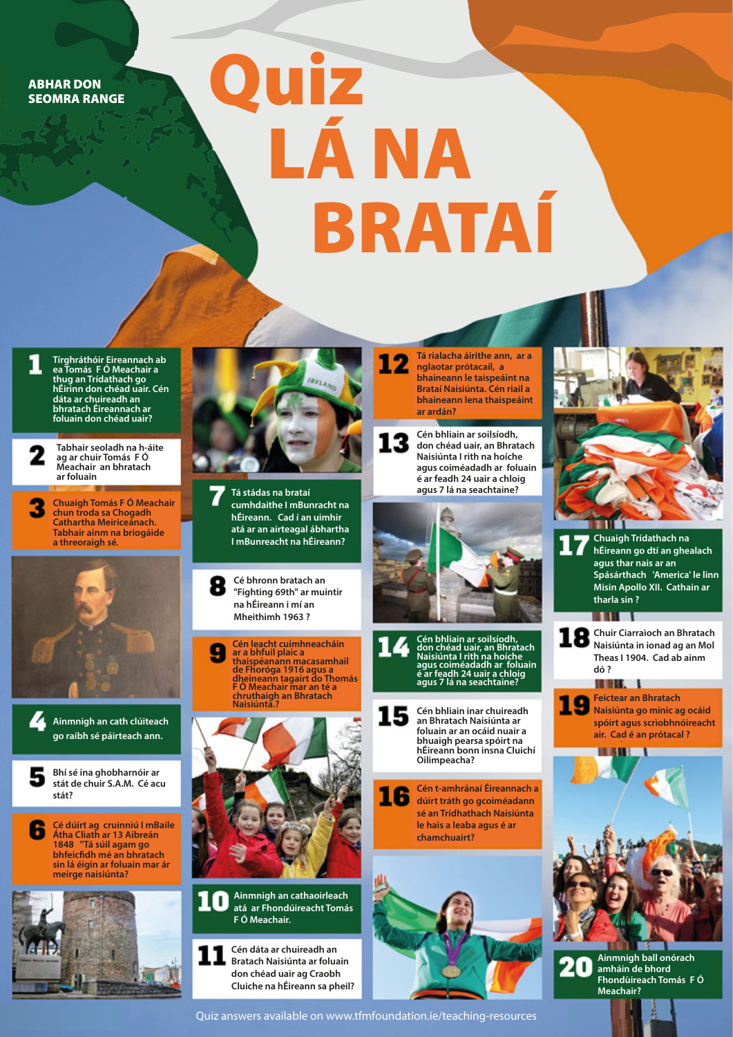ABHAR DON SEOMRA RANGE

# Quiz LÁ NA BRATAÍ

**1** Tírghráthóir Eireannach ab ea Tomás F Ó Meachair a thug an Trídathach go hÉirinn don chéad uair. Cén dáta ar chuireadh an bhratach Éireannach ar foluain don chéad uair?

**2** Tabhair seoladh na h-áite ag ar chuir Tomás F Ó Meachair an bhratach ar foluain

**3** Chuaigh Tomás F Ó Meachair chun troda sa Chogadh Cathartha Meiriceánach. Tabhair ainm na briogáide a threoraigh sé.

**4** Ainmnigh an cath clúiteach go raibh sé páirteach ann.

**5** Bhí sé ina ghobharnóir ar stát de chuir S.A.M. Cé acu stát?

**6** Cé dúirt ag cruinniú I mBaile Átha Cliath ar 13 Aibreán 1848 "Tá súil agam go bhfeicfidh mé an bhratach sin lá éigin ar foluain mar ár meirge naisiúnta?

**7** Tá stádas na brataí cumhdaithe I mBunracht na hÉireann. Cad í an uimhir atá ar an airteagal ábhartha I mBunreacht na hÉireann?

**8** Cé bhronn bratach an "Fighting 69th" ar muintir na hÉireann i mí an Mheithimh 1963 ?

**9** Cén leacht cuimhneacháin ar a bhfuil plaic a thaispéanann macasamhail de Fhoróga 1916 agus a dheineann tagairt do Thomás F Ó Meachair mar an té a chruthaigh an Bhratach Naisiúnta.?

**10** Ainmnigh an cathaoirleach atá ar Fhondúireacht Tomás F Ó Meachair.

**11** Cén dáta ar chuireadh an Bratach Naisiúnta ar foluain don chéad uair ag Craobh Cluiche na hÉireann sa pheil?

**12** Tá rialacha áirithe ann, ar a nglaotar prótacail, a bhaineann le taispeáint na Bratai Naisiúnta. Cén riail a bhaineann lena thaispeáint ar ardán?

**13** Cén bhliain ar soilsíodh, don chéad uair, an Bhratach Naisiúnta I rith na hoíche agus coiméadadh ar foluain é ar feadh 24 uair a chloig agus 7 lá na seachtaine?

**14** Cén bhliain ar soilsíodh, don chéad uair, an Bhratach Naisiúnta I rith na hoíche agus coiméadadh ar foluain é ar feadh 24 uair a chloig agus 7 lá na seachtaine?

**15** Cén bhliain inar chuireadh an Bhratach Naisiúnta ar foluain ar an ocáid nuair a bhuaigh pearsa spóirt na hÉireann bonn insna Cluichí Oilimpeacha?

**16** Cén t-amhránaí Éireannach a dúirt tráth go gcoiméadann sé an Trídhathach Naisiúnta le hais a leaba agus é ar chamchuairt?

**17** Chuaigh Trídathach na hÉireann go dtí an ghealach agus thar nais ar an Spásárthach 'America' le linn Misin Apollo XII. Cathain ar tharla sin ?

**18** Chuir Ciarraìoch an Bhratach Naisiúnta in ionad ag an Mol Theas I 1904. Cad ab ainm dó ?

**19** Feictear an Bhratach Naisiúnta go minic ag ocáid spóirt agus scrìobhnóireacht air. Cad é an prótacal ?

**20** Ainmnigh ball onórach amháin de bhord Fhondùireach Tomás F Ó Meachair?

Quiz answers available on www.tfmfoundation.ie/teaching-resources